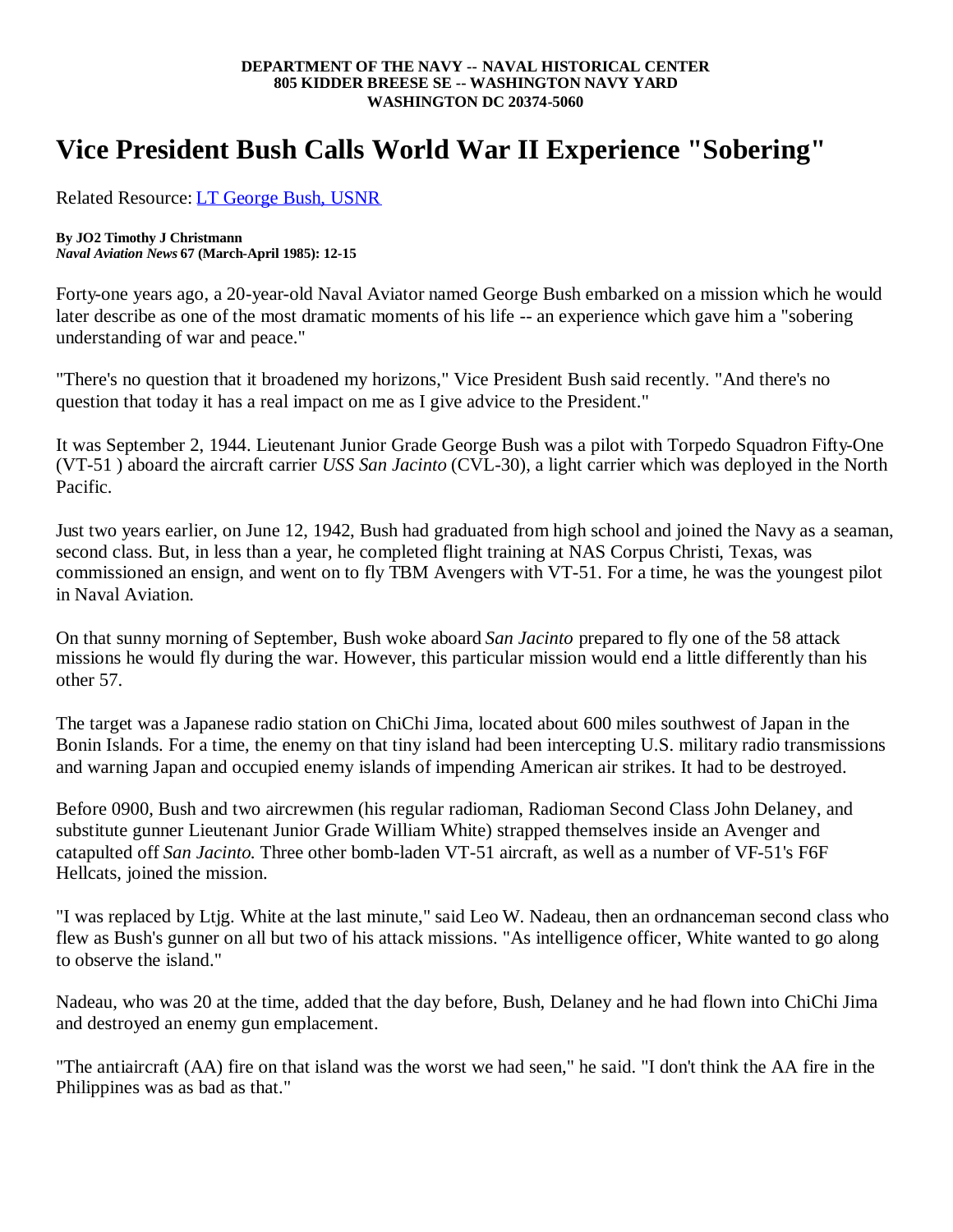**DEPARTMENT OF THE NAVY -- NAVAL HISTORICAL CENTER**
**805 KIDDER BREESE SE -- WASHINGTON NAVY YARD**
**WASHINGTON DC 20374-5060**

# Vice President Bush Calls World War II Experience "Sobering"

Related Resource: LT George Bush, USNR

**By JO2 Timothy J Christmann**
***Naval Aviation News* 67 (March-April 1985): 12-15**

Forty-one years ago, a 20-year-old Naval Aviator named George Bush embarked on a mission which he would later describe as one of the most dramatic moments of his life -- an experience which gave him a "sobering understanding of war and peace."

"There's no question that it broadened my horizons," Vice President Bush said recently. "And there's no question that today it has a real impact on me as I give advice to the President."

It was September 2, 1944. Lieutenant Junior Grade George Bush was a pilot with Torpedo Squadron Fifty-One (VT-51 ) aboard the aircraft carrier *USS San Jacinto* (CVL-30), a light carrier which was deployed in the North Pacific.

Just two years earlier, on June 12, 1942, Bush had graduated from high school and joined the Navy as a seaman, second class. But, in less than a year, he completed flight training at NAS Corpus Christi, Texas, was commissioned an ensign, and went on to fly TBM Avengers with VT-51. For a time, he was the youngest pilot in Naval Aviation.

On that sunny morning of September, Bush woke aboard *San Jacinto* prepared to fly one of the 58 attack missions he would fly during the war. However, this particular mission would end a little differently than his other 57.

The target was a Japanese radio station on ChiChi Jima, located about 600 miles southwest of Japan in the Bonin Islands. For a time, the enemy on that tiny island had been intercepting U.S. military radio transmissions and warning Japan and occupied enemy islands of impending American air strikes. It had to be destroyed.

Before 0900, Bush and two aircrewmen (his regular radioman, Radioman Second Class John Delaney, and substitute gunner Lieutenant Junior Grade William White) strapped themselves inside an Avenger and catapulted off *San Jacinto.* Three other bomb-laden VT-51 aircraft, as well as a number of VF-51's F6F Hellcats, joined the mission.

"I was replaced by Ltjg. White at the last minute," said Leo W. Nadeau, then an ordnanceman second class who flew as Bush's gunner on all but two of his attack missions. "As intelligence officer, White wanted to go along to observe the island."

Nadeau, who was 20 at the time, added that the day before, Bush, Delaney and he had flown into ChiChi Jima and destroyed an enemy gun emplacement.

"The antiaircraft (AA) fire on that island was the worst we had seen," he said. "I don't think the AA fire in the Philippines was as bad as that."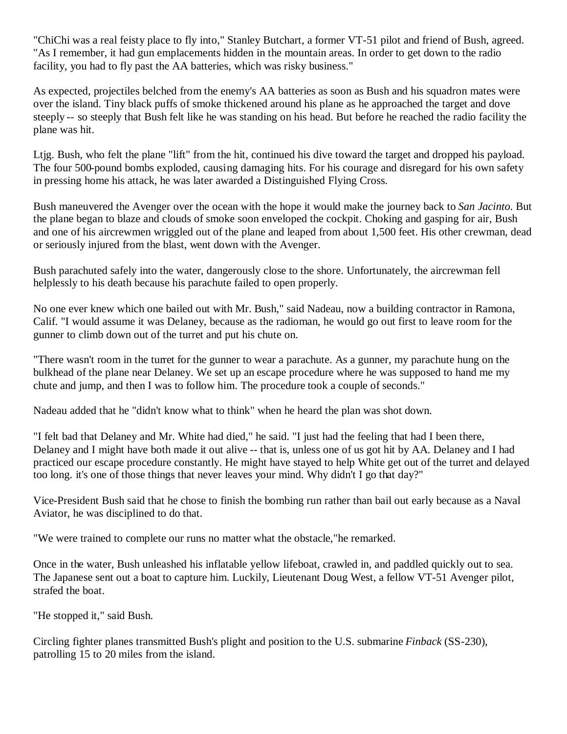"ChiChi was a real feisty place to fly into," Stanley Butchart, a former VT-51 pilot and friend of Bush, agreed. "As I remember, it had gun emplacements hidden in the mountain areas. In order to get down to the radio facility, you had to fly past the AA batteries, which was risky business."

As expected, projectiles belched from the enemy's AA batteries as soon as Bush and his squadron mates were over the island. Tiny black puffs of smoke thickened around his plane as he approached the target and dove steeply -- so steeply that Bush felt like he was standing on his head. But before he reached the radio facility the plane was hit.

Ltjg. Bush, who felt the plane "lift" from the hit, continued his dive toward the target and dropped his payload. The four 500-pound bombs exploded, causing damaging hits. For his courage and disregard for his own safety in pressing home his attack, he was later awarded a Distinguished Flying Cross.

Bush maneuvered the Avenger over the ocean with the hope it would make the journey back to *San Jacinto*. But the plane began to blaze and clouds of smoke soon enveloped the cockpit. Choking and gasping for air, Bush and one of his aircrewmen wriggled out of the plane and leaped from about 1,500 feet. His other crewman, dead or seriously injured from the blast, went down with the Avenger.

Bush parachuted safely into the water, dangerously close to the shore. Unfortunately, the aircrewman fell helplessly to his death because his parachute failed to open properly.

No one ever knew which one bailed out with Mr. Bush," said Nadeau, now a building contractor in Ramona, Calif. "I would assume it was Delaney, because as the radioman, he would go out first to leave room for the gunner to climb down out of the turret and put his chute on.

"There wasn't room in the turret for the gunner to wear a parachute. As a gunner, my parachute hung on the bulkhead of the plane near Delaney. We set up an escape procedure where he was supposed to hand me my chute and jump, and then I was to follow him. The procedure took a couple of seconds."

Nadeau added that he "didn't know what to think" when he heard the plan was shot down.

"I felt bad that Delaney and Mr. White had died," he said. "I just had the feeling that had I been there, Delaney and I might have both made it out alive -- that is, unless one of us got hit by AA. Delaney and I had practiced our escape procedure constantly. He might have stayed to help White get out of the turret and delayed too long. it's one of those things that never leaves your mind. Why didn't I go that day?"

Vice-President Bush said that he chose to finish the bombing run rather than bail out early because as a Naval Aviator, he was disciplined to do that.

"We were trained to complete our runs no matter what the obstacle,"he remarked.

Once in the water, Bush unleashed his inflatable yellow lifeboat, crawled in, and paddled quickly out to sea. The Japanese sent out a boat to capture him. Luckily, Lieutenant Doug West, a fellow VT-51 Avenger pilot, strafed the boat.

"He stopped it," said Bush.

Circling fighter planes transmitted Bush's plight and position to the U.S. submarine *Finback* (SS-230), patrolling 15 to 20 miles from the island.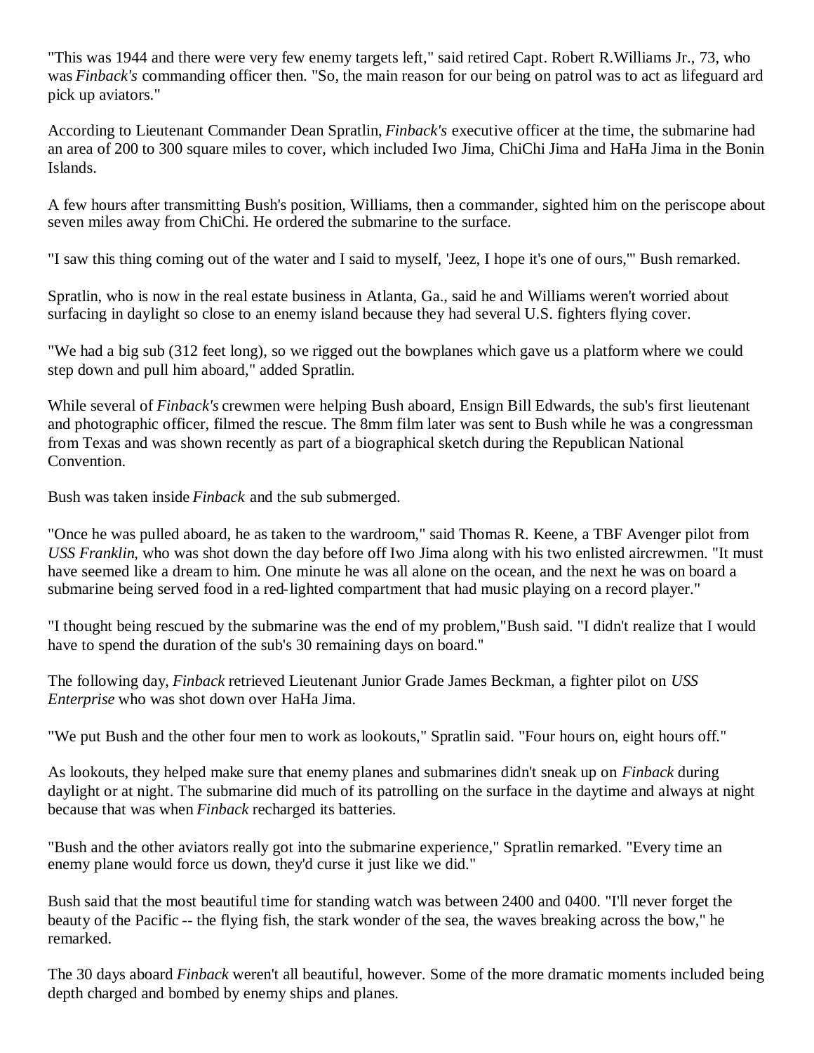"This was 1944 and there were very few enemy targets left," said retired Capt. Robert R.Williams Jr., 73, who was *Finback's* commanding officer then. "So, the main reason for our being on patrol was to act as lifeguard ard pick up aviators."

According to Lieutenant Commander Dean Spratlin, *Finback's* executive officer at the time, the submarine had an area of 200 to 300 square miles to cover, which included Iwo Jima, ChiChi Jima and HaHa Jima in the Bonin Islands.

A few hours after transmitting Bush's position, Williams, then a commander, sighted him on the periscope about seven miles away from ChiChi. He ordered the submarine to the surface.

"I saw this thing coming out of the water and I said to myself, 'Jeez, I hope it's one of ours,'" Bush remarked.

Spratlin, who is now in the real estate business in Atlanta, Ga., said he and Williams weren't worried about surfacing in daylight so close to an enemy island because they had several U.S. fighters flying cover.

"We had a big sub (312 feet long), so we rigged out the bowplanes which gave us a platform where we could step down and pull him aboard," added Spratlin.

While several of *Finback's* crewmen were helping Bush aboard, Ensign Bill Edwards, the sub's first lieutenant and photographic officer, filmed the rescue. The 8mm film later was sent to Bush while he was a congressman from Texas and was shown recently as part of a biographical sketch during the Republican National Convention.

Bush was taken inside *Finback* and the sub submerged.

"Once he was pulled aboard, he as taken to the wardroom," said Thomas R. Keene, a TBF Avenger pilot from *USS Franklin*, who was shot down the day before off Iwo Jima along with his two enlisted aircrewmen. "It must have seemed like a dream to him. One minute he was all alone on the ocean, and the next he was on board a submarine being served food in a red-lighted compartment that had music playing on a record player."

"I thought being rescued by the submarine was the end of my problem,"Bush said. "I didn't realize that I would have to spend the duration of the sub's 30 remaining days on board."

The following day, *Finback* retrieved Lieutenant Junior Grade James Beckman, a fighter pilot on *USS Enterprise* who was shot down over HaHa Jima.

"We put Bush and the other four men to work as lookouts," Spratlin said. "Four hours on, eight hours off."

As lookouts, they helped make sure that enemy planes and submarines didn't sneak up on *Finback* during daylight or at night. The submarine did much of its patrolling on the surface in the daytime and always at night because that was when *Finback* recharged its batteries.

"Bush and the other aviators really got into the submarine experience," Spratlin remarked. "Every time an enemy plane would force us down, they'd curse it just like we did."

Bush said that the most beautiful time for standing watch was between 2400 and 0400. "I'll never forget the beauty of the Pacific -- the flying fish, the stark wonder of the sea, the waves breaking across the bow," he remarked.

The 30 days aboard *Finback* weren't all beautiful, however. Some of the more dramatic moments included being depth charged and bombed by enemy ships and planes.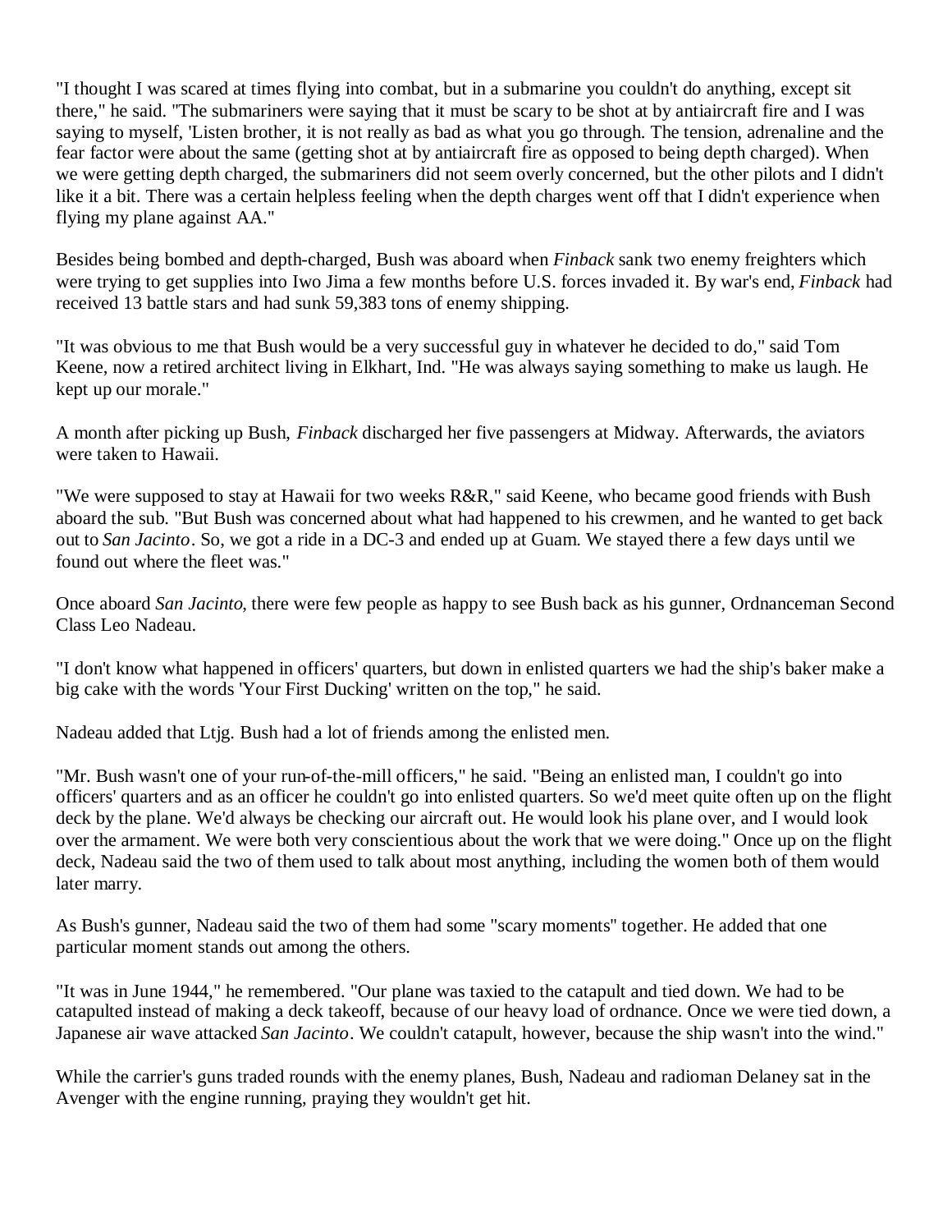"I thought I was scared at times flying into combat, but in a submarine you couldn't do anything, except sit there," he said. "The submariners were saying that it must be scary to be shot at by antiaircraft fire and I was saying to myself, 'Listen brother, it is not really as bad as what you go through. The tension, adrenaline and the fear factor were about the same (getting shot at by antiaircraft fire as opposed to being depth charged). When we were getting depth charged, the submariners did not seem overly concerned, but the other pilots and I didn't like it a bit. There was a certain helpless feeling when the depth charges went off that I didn't experience when flying my plane against AA."

Besides being bombed and depth-charged, Bush was aboard when *Finback* sank two enemy freighters which were trying to get supplies into Iwo Jima a few months before U.S. forces invaded it. By war's end, *Finback* had received 13 battle stars and had sunk 59,383 tons of enemy shipping.

"It was obvious to me that Bush would be a very successful guy in whatever he decided to do," said Tom Keene, now a retired architect living in Elkhart, Ind. "He was always saying something to make us laugh. He kept up our morale."

A month after picking up Bush, *Finback* discharged her five passengers at Midway. Afterwards, the aviators were taken to Hawaii.

"We were supposed to stay at Hawaii for two weeks R&R," said Keene, who became good friends with Bush aboard the sub. "But Bush was concerned about what had happened to his crewmen, and he wanted to get back out to *San Jacinto*. So, we got a ride in a DC-3 and ended up at Guam. We stayed there a few days until we found out where the fleet was."

Once aboard *San Jacinto*, there were few people as happy to see Bush back as his gunner, Ordnanceman Second Class Leo Nadeau.

"I don't know what happened in officers' quarters, but down in enlisted quarters we had the ship's baker make a big cake with the words 'Your First Ducking' written on the top," he said.

Nadeau added that Ltjg. Bush had a lot of friends among the enlisted men.

"Mr. Bush wasn't one of your run-of-the-mill officers," he said. "Being an enlisted man, I couldn't go into officers' quarters and as an officer he couldn't go into enlisted quarters. So we'd meet quite often up on the flight deck by the plane. We'd always be checking our aircraft out. He would look his plane over, and I would look over the armament. We were both very conscientious about the work that we were doing." Once up on the flight deck, Nadeau said the two of them used to talk about most anything, including the women both of them would later marry.

As Bush's gunner, Nadeau said the two of them had some "scary moments" together. He added that one particular moment stands out among the others.

"It was in June 1944," he remembered. "Our plane was taxied to the catapult and tied down. We had to be catapulted instead of making a deck takeoff, because of our heavy load of ordnance. Once we were tied down, a Japanese air wave attacked *San Jacinto*. We couldn't catapult, however, because the ship wasn't into the wind."

While the carrier's guns traded rounds with the enemy planes, Bush, Nadeau and radioman Delaney sat in the Avenger with the engine running, praying they wouldn't get hit.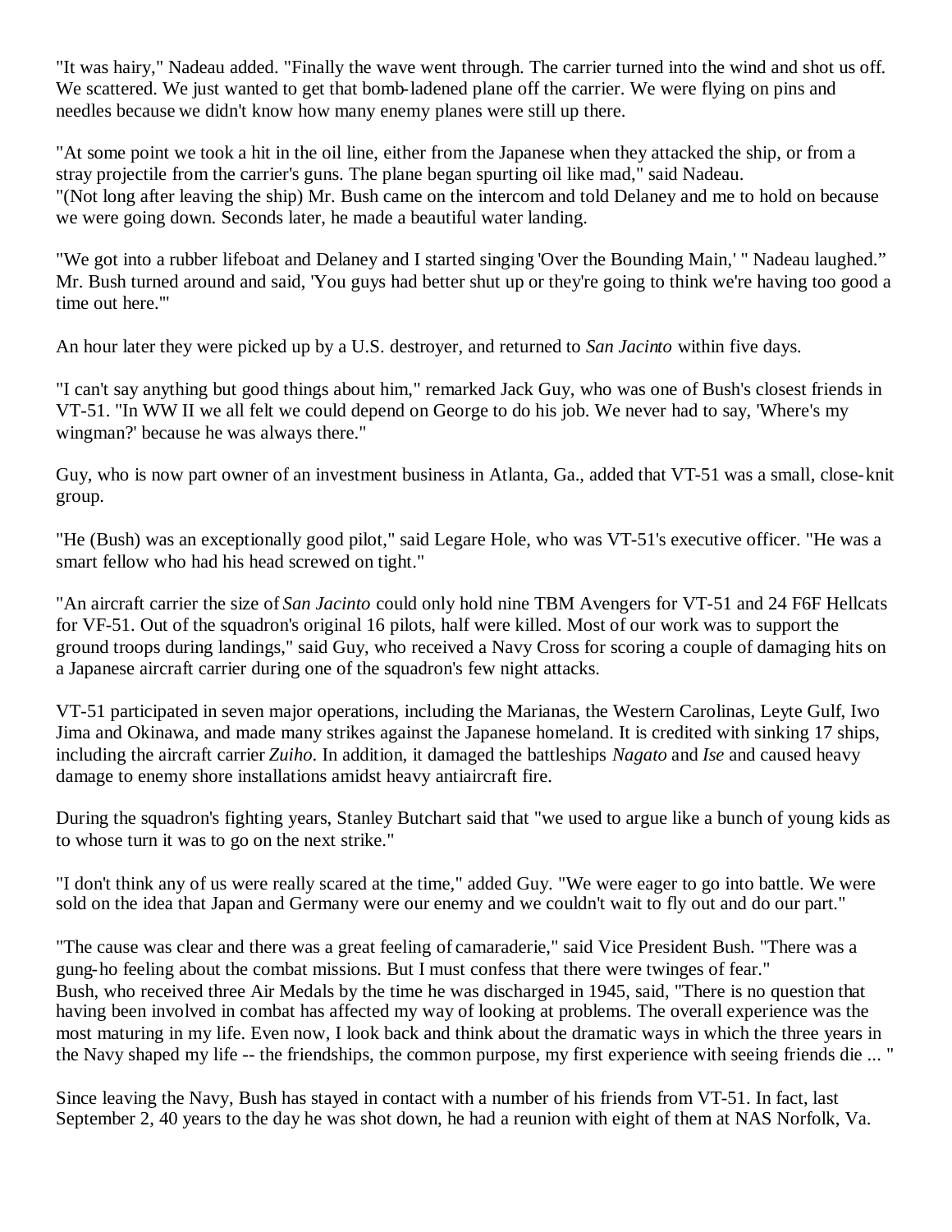"It was hairy," Nadeau added. "Finally the wave went through. The carrier turned into the wind and shot us off. We scattered. We just wanted to get that bomb-ladened plane off the carrier. We were flying on pins and needles because we didn't know how many enemy planes were still up there.

"At some point we took a hit in the oil line, either from the Japanese when they attacked the ship, or from a stray projectile from the carrier's guns. The plane began spurting oil like mad," said Nadeau. "(Not long after leaving the ship) Mr. Bush came on the intercom and told Delaney and me to hold on because we were going down. Seconds later, he made a beautiful water landing.

"We got into a rubber lifeboat and Delaney and I started singing 'Over the Bounding Main,' " Nadeau laughed." Mr. Bush turned around and said, 'You guys had better shut up or they're going to think we're having too good a time out here.'"

An hour later they were picked up by a U.S. destroyer, and returned to *San Jacinto* within five days.

"I can't say anything but good things about him," remarked Jack Guy, who was one of Bush's closest friends in VT-51. "In WW II we all felt we could depend on George to do his job. We never had to say, 'Where's my wingman?' because he was always there."

Guy, who is now part owner of an investment business in Atlanta, Ga., added that VT-51 was a small, close-knit group.

"He (Bush) was an exceptionally good pilot," said Legare Hole, who was VT-51's executive officer. "He was a smart fellow who had his head screwed on tight."

"An aircraft carrier the size of *San Jacinto* could only hold nine TBM Avengers for VT-51 and 24 F6F Hellcats for VF-51. Out of the squadron's original 16 pilots, half were killed. Most of our work was to support the ground troops during landings," said Guy, who received a Navy Cross for scoring a couple of damaging hits on a Japanese aircraft carrier during one of the squadron's few night attacks.

VT-51 participated in seven major operations, including the Marianas, the Western Carolinas, Leyte Gulf, Iwo Jima and Okinawa, and made many strikes against the Japanese homeland. It is credited with sinking 17 ships, including the aircraft carrier *Zuiho*. In addition, it damaged the battleships *Nagato* and *Ise* and caused heavy damage to enemy shore installations amidst heavy antiaircraft fire.

During the squadron's fighting years, Stanley Butchart said that "we used to argue like a bunch of young kids as to whose turn it was to go on the next strike."

"I don't think any of us were really scared at the time," added Guy. "We were eager to go into battle. We were sold on the idea that Japan and Germany were our enemy and we couldn't wait to fly out and do our part."

"The cause was clear and there was a great feeling of camaraderie," said Vice President Bush. "There was a gung-ho feeling about the combat missions. But I must confess that there were twinges of fear."
Bush, who received three Air Medals by the time he was discharged in 1945, said, "There is no question that having been involved in combat has affected my way of looking at problems. The overall experience was the most maturing in my life. Even now, I look back and think about the dramatic ways in which the three years in the Navy shaped my life -- the friendships, the common purpose, my first experience with seeing friends die ... "

Since leaving the Navy, Bush has stayed in contact with a number of his friends from VT-51. In fact, last September 2, 40 years to the day he was shot down, he had a reunion with eight of them at NAS Norfolk, Va.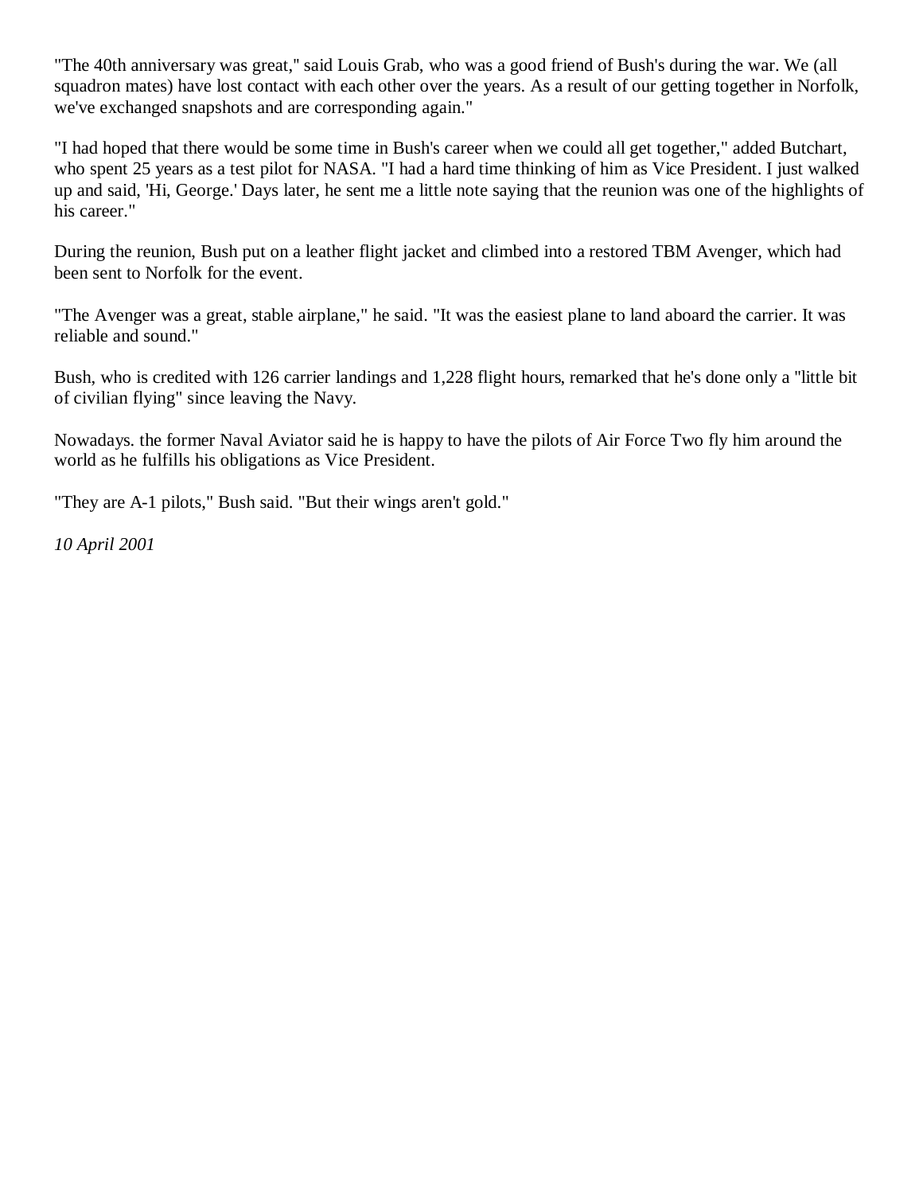"The 40th anniversary was great," said Louis Grab, who was a good friend of Bush's during the war. We (all squadron mates) have lost contact with each other over the years. As a result of our getting together in Norfolk, we've exchanged snapshots and are corresponding again."

"I had hoped that there would be some time in Bush's career when we could all get together," added Butchart, who spent 25 years as a test pilot for NASA. "I had a hard time thinking of him as Vice President. I just walked up and said, 'Hi, George.' Days later, he sent me a little note saying that the reunion was one of the highlights of his career."

During the reunion, Bush put on a leather flight jacket and climbed into a restored TBM Avenger, which had been sent to Norfolk for the event.

"The Avenger was a great, stable airplane," he said. "It was the easiest plane to land aboard the carrier. It was reliable and sound."

Bush, who is credited with 126 carrier landings and 1,228 flight hours, remarked that he's done only a "little bit of civilian flying" since leaving the Navy.

Nowadays. the former Naval Aviator said he is happy to have the pilots of Air Force Two fly him around the world as he fulfills his obligations as Vice President.

"They are A-1 pilots," Bush said. "But their wings aren't gold."

*10 April 2001*